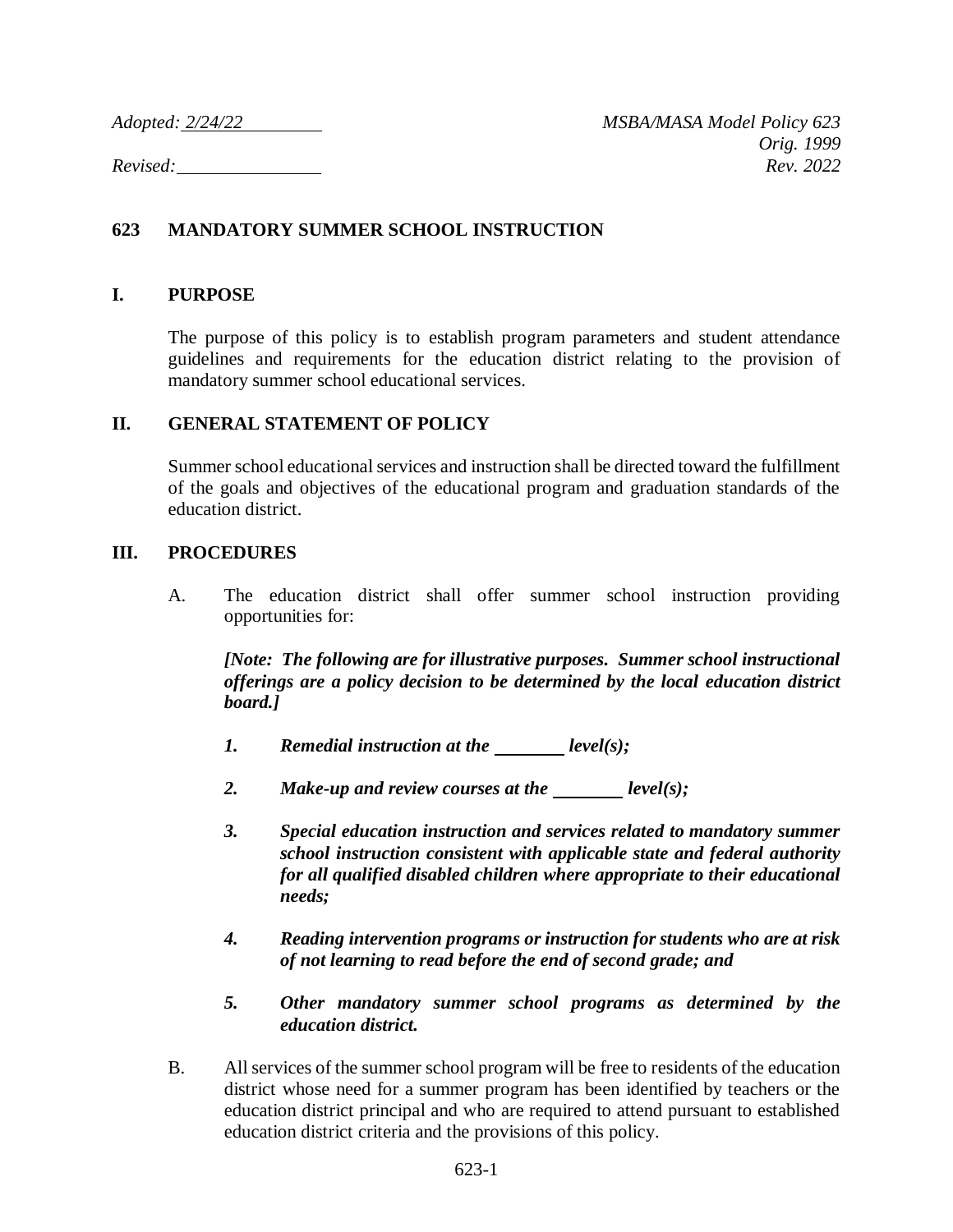*Adopted: 2/24/22* *MSBA/MASA Model Policy 623*
*Orig. 1999*
*Revised:* *Rev. 2022*

# 623 MANDATORY SUMMER SCHOOL INSTRUCTION

## I. PURPOSE

The purpose of this policy is to establish program parameters and student attendance guidelines and requirements for the education district relating to the provision of mandatory summer school educational services.

## II. GENERAL STATEMENT OF POLICY

Summer school educational services and instruction shall be directed toward the fulfillment of the goals and objectives of the educational program and graduation standards of the education district.

## III. PROCEDURES

A. The education district shall offer summer school instruction providing opportunities for:

***[Note: The following are for illustrative purposes. Summer school instructional offerings are a policy decision to be determined by the local education district board.]***

1. ***Remedial instruction at the ________ level(s);***

2. ***Make-up and review courses at the ________ level(s);***

3. ***Special education instruction and services related to mandatory summer school instruction consistent with applicable state and federal authority for all qualified disabled children where appropriate to their educational needs;***

4. ***Reading intervention programs or instruction for students who are at risk of not learning to read before the end of second grade; and***

5. ***Other mandatory summer school programs as determined by the education district.***

B. All services of the summer school program will be free to residents of the education district whose need for a summer program has been identified by teachers or the education district principal and who are required to attend pursuant to established education district criteria and the provisions of this policy.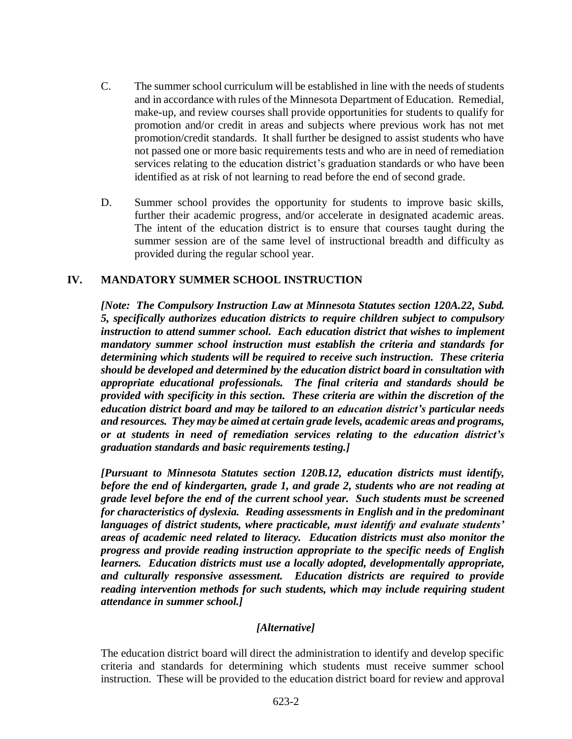C. The summer school curriculum will be established in line with the needs of students and in accordance with rules of the Minnesota Department of Education. Remedial, make-up, and review courses shall provide opportunities for students to qualify for promotion and/or credit in areas and subjects where previous work has not met promotion/credit standards. It shall further be designed to assist students who have not passed one or more basic requirements tests and who are in need of remediation services relating to the education district's graduation standards or who have been identified as at risk of not learning to read before the end of second grade.

D. Summer school provides the opportunity for students to improve basic skills, further their academic progress, and/or accelerate in designated academic areas. The intent of the education district is to ensure that courses taught during the summer session are of the same level of instructional breadth and difficulty as provided during the regular school year.

## IV. MANDATORY SUMMER SCHOOL INSTRUCTION

***[Note: The Compulsory Instruction Law at Minnesota Statutes section 120A.22, Subd. 5, specifically authorizes education districts to require children subject to compulsory instruction to attend summer school. Each education district that wishes to implement mandatory summer school instruction must establish the criteria and standards for determining which students will be required to receive such instruction. These criteria should be developed and determined by the education district board in consultation with appropriate educational professionals. The final criteria and standards should be provided with specificity in this section. These criteria are within the discretion of the education district board and may be tailored to an education district's particular needs and resources. They may be aimed at certain grade levels, academic areas and programs, or at students in need of remediation services relating to the education district's graduation standards and basic requirements testing.]***

***[Pursuant to Minnesota Statutes section 120B.12, education districts must identify, before the end of kindergarten, grade 1, and grade 2, students who are not reading at grade level before the end of the current school year. Such students must be screened for characteristics of dyslexia. Reading assessments in English and in the predominant languages of district students, where practicable, must identify and evaluate students' areas of academic need related to literacy. Education districts must also monitor the progress and provide reading instruction appropriate to the specific needs of English learners. Education districts must use a locally adopted, developmentally appropriate, and culturally responsive assessment. Education districts are required to provide reading intervention methods for such students, which may include requiring student attendance in summer school.]***

***[Alternative]***

The education district board will direct the administration to identify and develop specific criteria and standards for determining which students must receive summer school instruction. These will be provided to the education district board for review and approval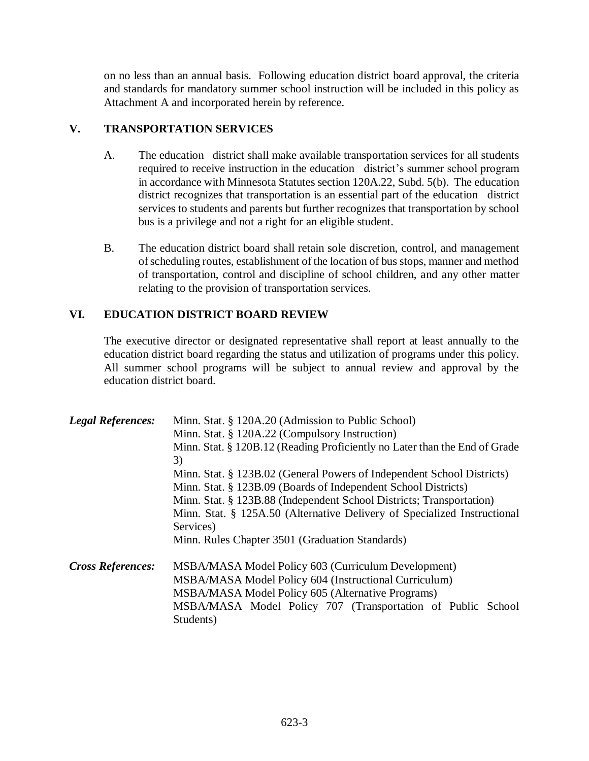on no less than an annual basis. Following education district board approval, the criteria and standards for mandatory summer school instruction will be included in this policy as Attachment A and incorporated herein by reference.

## V. TRANSPORTATION SERVICES

A. The education district shall make available transportation services for all students required to receive instruction in the education district's summer school program in accordance with Minnesota Statutes section 120A.22, Subd. 5(b). The education district recognizes that transportation is an essential part of the education district services to students and parents but further recognizes that transportation by school bus is a privilege and not a right for an eligible student.

B. The education district board shall retain sole discretion, control, and management of scheduling routes, establishment of the location of bus stops, manner and method of transportation, control and discipline of school children, and any other matter relating to the provision of transportation services.

## VI. EDUCATION DISTRICT BOARD REVIEW

The executive director or designated representative shall report at least annually to the education district board regarding the status and utilization of programs under this policy. All summer school programs will be subject to annual review and approval by the education district board.

***Legal References:***
Minn. Stat. § 120A.20 (Admission to Public School)
Minn. Stat. § 120A.22 (Compulsory Instruction)
Minn. Stat. § 120B.12 (Reading Proficiently no Later than the End of Grade 3)
Minn. Stat. § 123B.02 (General Powers of Independent School Districts)
Minn. Stat. § 123B.09 (Boards of Independent School Districts)
Minn. Stat. § 123B.88 (Independent School Districts; Transportation)
Minn. Stat. § 125A.50 (Alternative Delivery of Specialized Instructional Services)
Minn. Rules Chapter 3501 (Graduation Standards)

***Cross References:***
MSBA/MASA Model Policy 603 (Curriculum Development)
MSBA/MASA Model Policy 604 (Instructional Curriculum)
MSBA/MASA Model Policy 605 (Alternative Programs)
MSBA/MASA Model Policy 707 (Transportation of Public School Students)